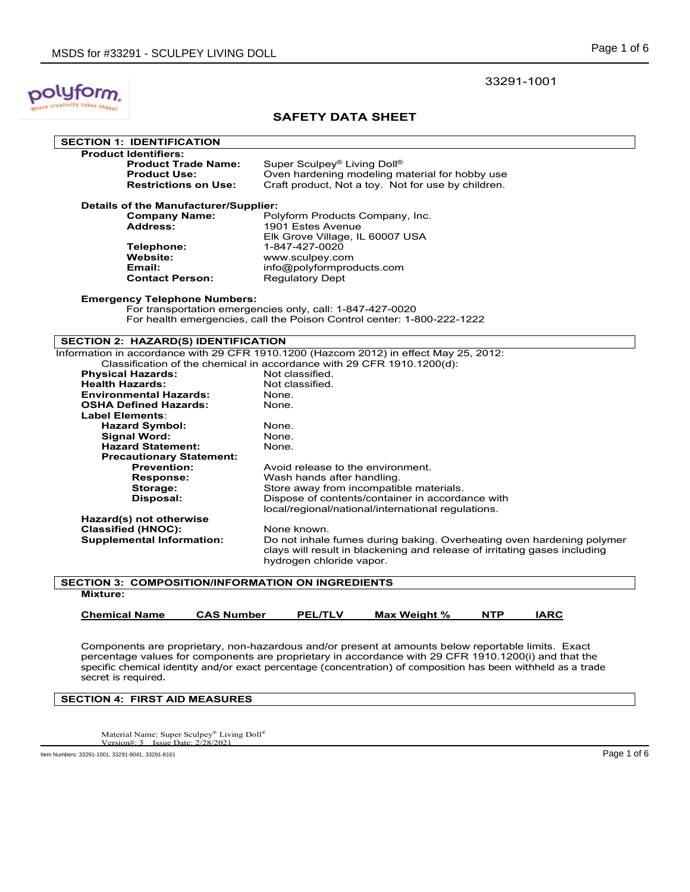33291-1001

# SAFETY DATA SHEET

## SECTION 1: IDENTIFICATION

**Product Identifiers:**

| | |
|---|---|
| **Product Trade Name:** | Super Sculpey® Living Doll® |
| **Product Use:** | Oven hardening modeling material for hobby use |
| **Restrictions on Use:** | Craft product, Not a toy. Not for use by children. |

**Details of the Manufacturer/Supplier:**

| | |
|---|---|
| **Company Name:** | Polyform Products Company, Inc. |
| **Address:** | 1901 Estes Avenue<br>Elk Grove Village, IL 60007 USA |
| **Telephone:** | 1-847-427-0020 |
| **Website:** | www.sculpey.com |
| **Email:** | info@polyformproducts.com |
| **Contact Person:** | Regulatory Dept |

**Emergency Telephone Numbers:**

For transportation emergencies only, call: 1-847-427-0020
For health emergencies, call the Poison Control center: 1-800-222-1222

## SECTION 2: HAZARD(S) IDENTIFICATION

Information in accordance with 29 CFR 1910.1200 (Hazcom 2012) in effect May 25, 2012:
Classification of the chemical in accordance with 29 CFR 1910.1200(d):

| | |
|---|---|
| **Physical Hazards:** | Not classified. |
| **Health Hazards:** | Not classified. |
| **Environmental Hazards:** | None. |
| **OSHA Defined Hazards:** | None. |
| **Label Elements:** | |
| **Hazard Symbol:** | None. |
| **Signal Word:** | None. |
| **Hazard Statement:** | None. |
| **Precautionary Statement:** | |
| **Prevention:** | Avoid release to the environment. |
| **Response:** | Wash hands after handling. |
| **Storage:** | Store away from incompatible materials. |
| **Disposal:** | Dispose of contents/container in accordance with local/regional/national/international regulations. |
| **Hazard(s) not otherwise Classified (HNOC):** | None known. |
| **Supplemental Information:** | Do not inhale fumes during baking. Overheating oven hardening polymer clays will result in blackening and release of irritating gases including hydrogen chloride vapor. |

## SECTION 3: COMPOSITION/INFORMATION ON INGREDIENTS

**Mixture:**

| Chemical Name | CAS Number | PEL/TLV | Max Weight % | NTP | IARC |
|---|---|---|---|---|---|

Components are proprietary, non-hazardous and/or present at amounts below reportable limits. Exact percentage values for components are proprietary in accordance with 29 CFR 1910.1200(i) and that the specific chemical identity and/or exact percentage (concentration) of composition has been withheld as a trade secret is required.

## SECTION 4: FIRST AID MEASURES

Material Name: Super Sculpey® Living Doll®
Version#: 3 Issue Date: 2/28/2021

Item Numbers: 33291-1001, 33291-8041, 33291-8161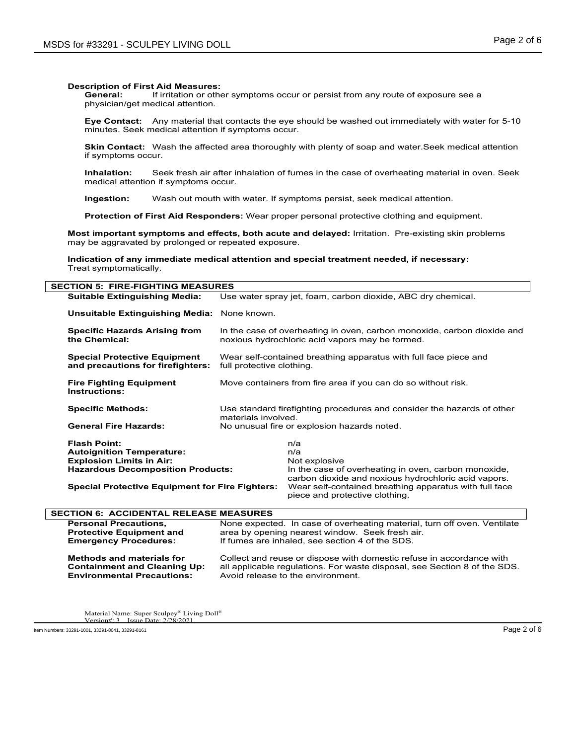**Description of First Aid Measures:**

**General:** If irritation or other symptoms occur or persist from any route of exposure see a physician/get medical attention.

**Eye Contact:** Any material that contacts the eye should be washed out immediately with water for 5-10 minutes. Seek medical attention if symptoms occur.

**Skin Contact:** Wash the affected area thoroughly with plenty of soap and water.Seek medical attention if symptoms occur.

**Inhalation:** Seek fresh air after inhalation of fumes in the case of overheating material in oven. Seek medical attention if symptoms occur.

**Ingestion:** Wash out mouth with water. If symptoms persist, seek medical attention.

**Protection of First Aid Responders:** Wear proper personal protective clothing and equipment.

**Most important symptoms and effects, both acute and delayed:** Irritation. Pre-existing skin problems may be aggravated by prolonged or repeated exposure.

**Indication of any immediate medical attention and special treatment needed, if necessary:** Treat symptomatically.

## SECTION 5: FIRE-FIGHTING MEASURES

**Suitable Extinguishing Media:** Use water spray jet, foam, carbon dioxide, ABC dry chemical.

**Unsuitable Extinguishing Media:** None known.

**Specific Hazards Arising from the Chemical:** In the case of overheating in oven, carbon monoxide, carbon dioxide and noxious hydrochloric acid vapors may be formed.

**Special Protective Equipment and precautions for firefighters:** Wear self-contained breathing apparatus with full face piece and full protective clothing.

**Fire Fighting Equipment Instructions:** Move containers from fire area if you can do so without risk.

**Specific Methods:** Use standard firefighting procedures and consider the hazards of other materials involved.

**General Fire Hazards:** No unusual fire or explosion hazards noted.

**Flash Point:** n/a
**Autoignition Temperature:** n/a
**Explosion Limits in Air:** Not explosive
**Hazardous Decomposition Products:** In the case of overheating in oven, carbon monoxide, carbon dioxide and noxious hydrochloric acid vapors.
**Special Protective Equipment for Fire Fighters:** Wear self-contained breathing apparatus with full face piece and protective clothing.

## SECTION 6: ACCIDENTAL RELEASE MEASURES

**Personal Precautions, Protective Equipment and Emergency Procedures:** None expected. In case of overheating material, turn off oven. Ventilate area by opening nearest window. Seek fresh air. If fumes are inhaled, see section 4 of the SDS.

**Methods and materials for Containment and Cleaning Up:** Collect and reuse or dispose with domestic refuse in accordance with all applicable regulations. For waste disposal, see Section 8 of the SDS.

**Environmental Precautions:** Avoid release to the environment.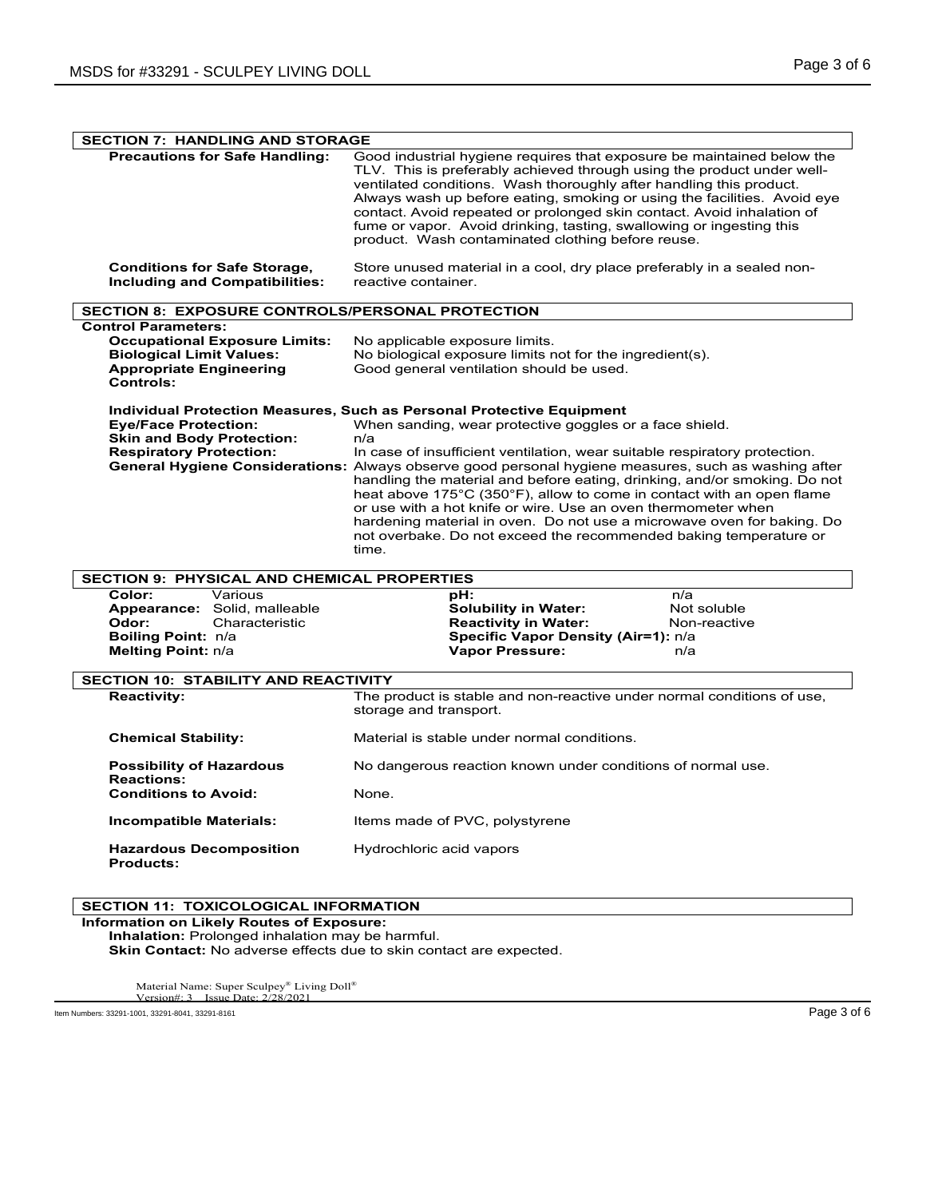## SECTION 7: HANDLING AND STORAGE

**Precautions for Safe Handling:** Good industrial hygiene requires that exposure be maintained below the TLV. This is preferably achieved through using the product under well-ventilated conditions. Wash thoroughly after handling this product. Always wash up before eating, smoking or using the facilities. Avoid eye contact. Avoid repeated or prolonged skin contact. Avoid inhalation of fume or vapor. Avoid drinking, tasting, swallowing or ingesting this product. Wash contaminated clothing before reuse.

**Conditions for Safe Storage, Including and Compatibilities:** Store unused material in a cool, dry place preferably in a sealed non-reactive container.

## SECTION 8: EXPOSURE CONTROLS/PERSONAL PROTECTION

**Control Parameters:**

**Occupational Exposure Limits:** No applicable exposure limits.

**Biological Limit Values:** No biological exposure limits not for the ingredient(s).

**Appropriate Engineering Controls:** Good general ventilation should be used.

**Individual Protection Measures, Such as Personal Protective Equipment**

**Eye/Face Protection:** When sanding, wear protective goggles or a face shield.

**Skin and Body Protection:** n/a

**Respiratory Protection:** In case of insufficient ventilation, wear suitable respiratory protection.

**General Hygiene Considerations:** Always observe good personal hygiene measures, such as washing after handling the material and before eating, drinking, and/or smoking. Do not heat above 175°C (350°F), allow to come in contact with an open flame or use with a hot knife or wire. Use an oven thermometer when hardening material in oven. Do not use a microwave oven for baking. Do not overbake. Do not exceed the recommended baking temperature or time.

## SECTION 9: PHYSICAL AND CHEMICAL PROPERTIES

| | | | |
|---|---|---|---|
| **Color:** | Various | **pH:** | n/a |
| **Appearance:** | Solid, malleable | **Solubility in Water:** | Not soluble |
| **Odor:** | Characteristic | **Reactivity in Water:** | Non-reactive |
| **Boiling Point:** | n/a | **Specific Vapor Density (Air=1):** | n/a |
| **Melting Point:** | n/a | **Vapor Pressure:** | n/a |

## SECTION 10: STABILITY AND REACTIVITY

**Reactivity:** The product is stable and non-reactive under normal conditions of use, storage and transport.

**Chemical Stability:** Material is stable under normal conditions.

**Possibility of Hazardous Reactions:** No dangerous reaction known under conditions of normal use.

**Conditions to Avoid:** None.

**Incompatible Materials:** Items made of PVC, polystyrene

**Hazardous Decomposition Products:** Hydrochloric acid vapors

## SECTION 11: TOXICOLOGICAL INFORMATION

**Information on Likely Routes of Exposure:**

**Inhalation:** Prolonged inhalation may be harmful.

**Skin Contact:** No adverse effects due to skin contact are expected.

Material Name: Super Sculpey® Living Doll®
Version#: 3 Issue Date: 2/28/2021

Item Numbers: 33291-1001, 33291-8041, 33291-8161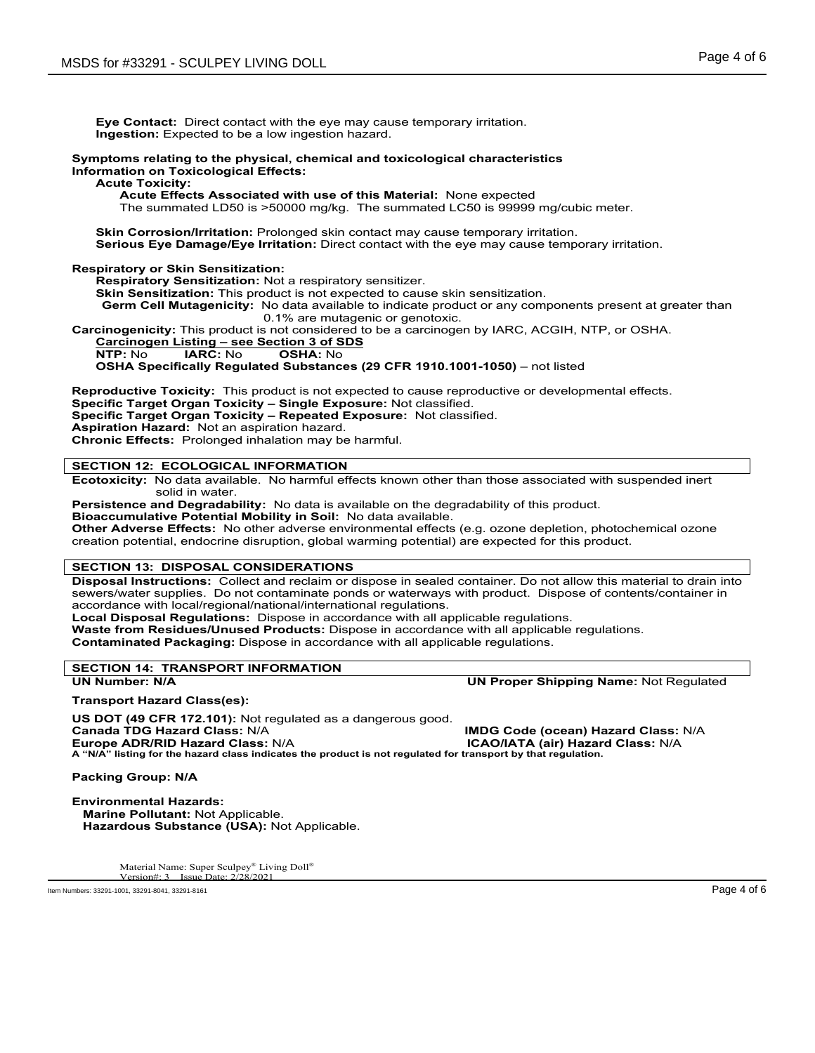**Eye Contact:** Direct contact with the eye may cause temporary irritation.
**Ingestion:** Expected to be a low ingestion hazard.

**Symptoms relating to the physical, chemical and toxicological characteristics**
**Information on Toxicological Effects:**
**Acute Toxicity:**
**Acute Effects Associated with use of this Material:** None expected
The summated LD50 is >50000 mg/kg. The summated LC50 is 99999 mg/cubic meter.

**Skin Corrosion/Irritation:** Prolonged skin contact may cause temporary irritation.
**Serious Eye Damage/Eye Irritation:** Direct contact with the eye may cause temporary irritation.

**Respiratory or Skin Sensitization:**
**Respiratory Sensitization:** Not a respiratory sensitizer.
**Skin Sensitization:** This product is not expected to cause skin sensitization.
**Germ Cell Mutagenicity:** No data available to indicate product or any components present at greater than 0.1% are mutagenic or genotoxic.
**Carcinogenicity:** This product is not considered to be a carcinogen by IARC, ACGIH, NTP, or OSHA.
**Carcinogen Listing – see Section 3 of SDS**
**NTP:** No **IARC:** No **OSHA:** No
**OSHA Specifically Regulated Substances (29 CFR 1910.1001-1050)** – not listed

**Reproductive Toxicity:** This product is not expected to cause reproductive or developmental effects.
**Specific Target Organ Toxicity – Single Exposure:** Not classified.
**Specific Target Organ Toxicity – Repeated Exposure:** Not classified.
**Aspiration Hazard:** Not an aspiration hazard.
**Chronic Effects:** Prolonged inhalation may be harmful.

## SECTION 12: ECOLOGICAL INFORMATION

**Ecotoxicity:** No data available. No harmful effects known other than those associated with suspended inert solid in water.
**Persistence and Degradability:** No data is available on the degradability of this product.
**Bioaccumulative Potential Mobility in Soil:** No data available.
**Other Adverse Effects:** No other adverse environmental effects (e.g. ozone depletion, photochemical ozone creation potential, endocrine disruption, global warming potential) are expected for this product.

## SECTION 13: DISPOSAL CONSIDERATIONS

**Disposal Instructions:** Collect and reclaim or dispose in sealed container. Do not allow this material to drain into sewers/water supplies. Do not contaminate ponds or waterways with product. Dispose of contents/container in accordance with local/regional/national/international regulations.
**Local Disposal Regulations:** Dispose in accordance with all applicable regulations.
**Waste from Residues/Unused Products:** Dispose in accordance with all applicable regulations.
**Contaminated Packaging:** Dispose in accordance with all applicable regulations.

## SECTION 14: TRANSPORT INFORMATION

**UN Number: N/A**
**UN Proper Shipping Name:** Not Regulated

**Transport Hazard Class(es):**

**US DOT (49 CFR 172.101):** Not regulated as a dangerous good.
**Canada TDG Hazard Class:** N/A
**IMDG Code (ocean) Hazard Class:** N/A
**Europe ADR/RID Hazard Class:** N/A
**ICAO/IATA (air) Hazard Class:** N/A
**A "N/A" listing for the hazard class indicates the product is not regulated for transport by that regulation.**

**Packing Group: N/A**

**Environmental Hazards:**
**Marine Pollutant:** Not Applicable.
**Hazardous Substance (USA):** Not Applicable.

Material Name: Super Sculpey® Living Doll®
Version#: 3 Issue Date: 2/28/2021

Item Numbers: 33291-1001, 33291-8041, 33291-8161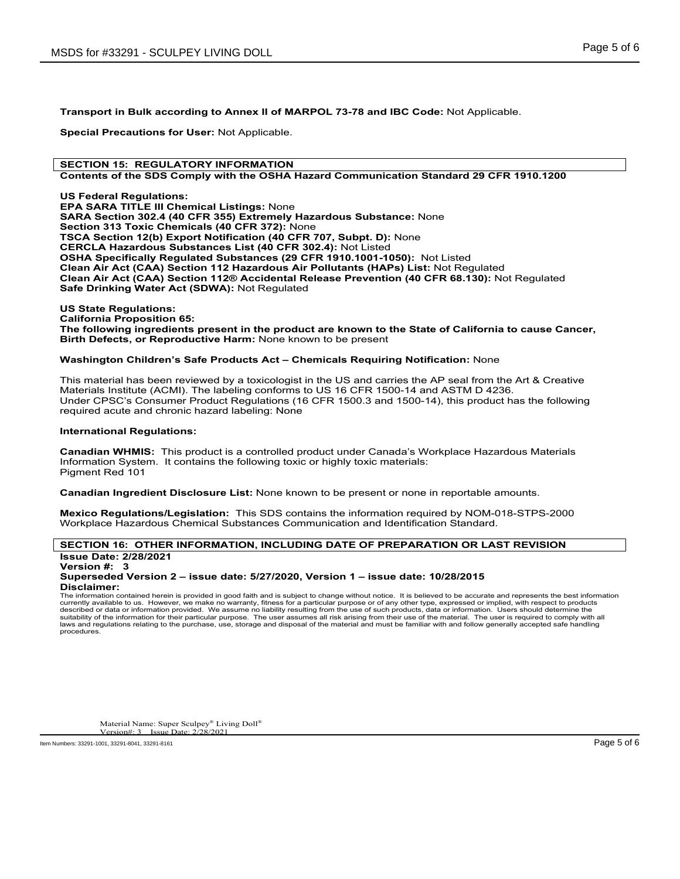**Transport in Bulk according to Annex II of MARPOL 73-78 and IBC Code:** Not Applicable.

**Special Precautions for User:** Not Applicable.

## SECTION 15: REGULATORY INFORMATION

**Contents of the SDS Comply with the OSHA Hazard Communication Standard 29 CFR 1910.1200**

**US Federal Regulations:**
**EPA SARA TITLE III Chemical Listings:** None
**SARA Section 302.4 (40 CFR 355) Extremely Hazardous Substance:** None
**Section 313 Toxic Chemicals (40 CFR 372):** None
**TSCA Section 12(b) Export Notification (40 CFR 707, Subpt. D):** None
**CERCLA Hazardous Substances List (40 CFR 302.4):** Not Listed
**OSHA Specifically Regulated Substances (29 CFR 1910.1001-1050):** Not Listed
**Clean Air Act (CAA) Section 112 Hazardous Air Pollutants (HAPs) List:** Not Regulated
**Clean Air Act (CAA) Section 112® Accidental Release Prevention (40 CFR 68.130):** Not Regulated
**Safe Drinking Water Act (SDWA):** Not Regulated

**US State Regulations:**
**California Proposition 65:**
**The following ingredients present in the product are known to the State of California to cause Cancer, Birth Defects, or Reproductive Harm:** None known to be present

**Washington Children's Safe Products Act – Chemicals Requiring Notification:** None

This material has been reviewed by a toxicologist in the US and carries the AP seal from the Art & Creative Materials Institute (ACMI). The labeling conforms to US 16 CFR 1500-14 and ASTM D 4236.
Under CPSC's Consumer Product Regulations (16 CFR 1500.3 and 1500-14), this product has the following required acute and chronic hazard labeling: None

**International Regulations:**

**Canadian WHMIS:** This product is a controlled product under Canada's Workplace Hazardous Materials Information System. It contains the following toxic or highly toxic materials:
Pigment Red 101

**Canadian Ingredient Disclosure List:** None known to be present or none in reportable amounts.

**Mexico Regulations/Legislation:** This SDS contains the information required by NOM-018-STPS-2000 Workplace Hazardous Chemical Substances Communication and Identification Standard.

## SECTION 16: OTHER INFORMATION, INCLUDING DATE OF PREPARATION OR LAST REVISION

**Issue Date: 2/28/2021**
**Version #: 3**
**Superseded Version 2 – issue date: 5/27/2020, Version 1 – issue date: 10/28/2015**
**Disclaimer:**
The information contained herein is provided in good faith and is subject to change without notice. It is believed to be accurate and represents the best information currently available to us. However, we make no warranty, fitness for a particular purpose or of any other type, expressed or implied, with respect to products described or data or information provided. We assume no liability resulting from the use of such products, data or information. Users should determine the suitability of the information for their particular purpose. The user assumes all risk arising from their use of the material. The user is required to comply with all laws and regulations relating to the purchase, use, storage and disposal of the material and must be familiar with and follow generally accepted safe handling procedures.

Material Name: Super Sculpey® Living Doll®
Version#: 3 Issue Date: 2/28/2021

Item Numbers: 33291-1001, 33291-8041, 33291-8161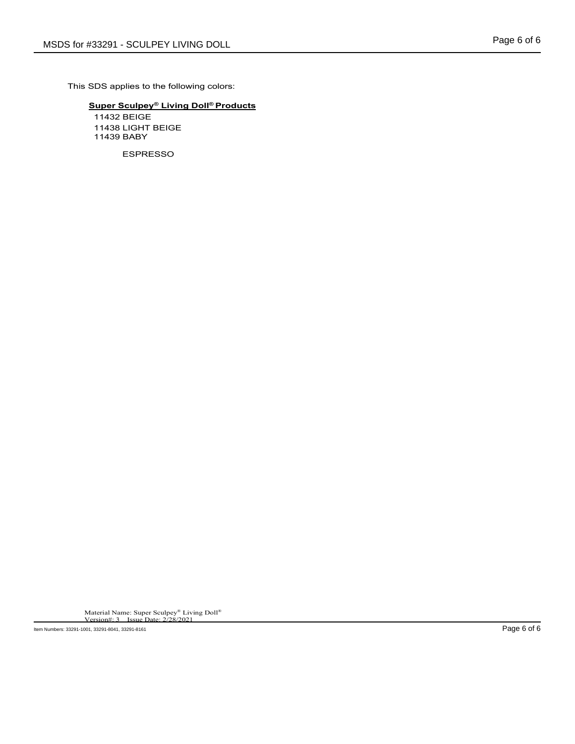This SDS applies to the following colors:

**Super Sculpey® Living Doll® Products**

11432 BEIGE
11438 LIGHT BEIGE
11439 BABY

ESPRESSO